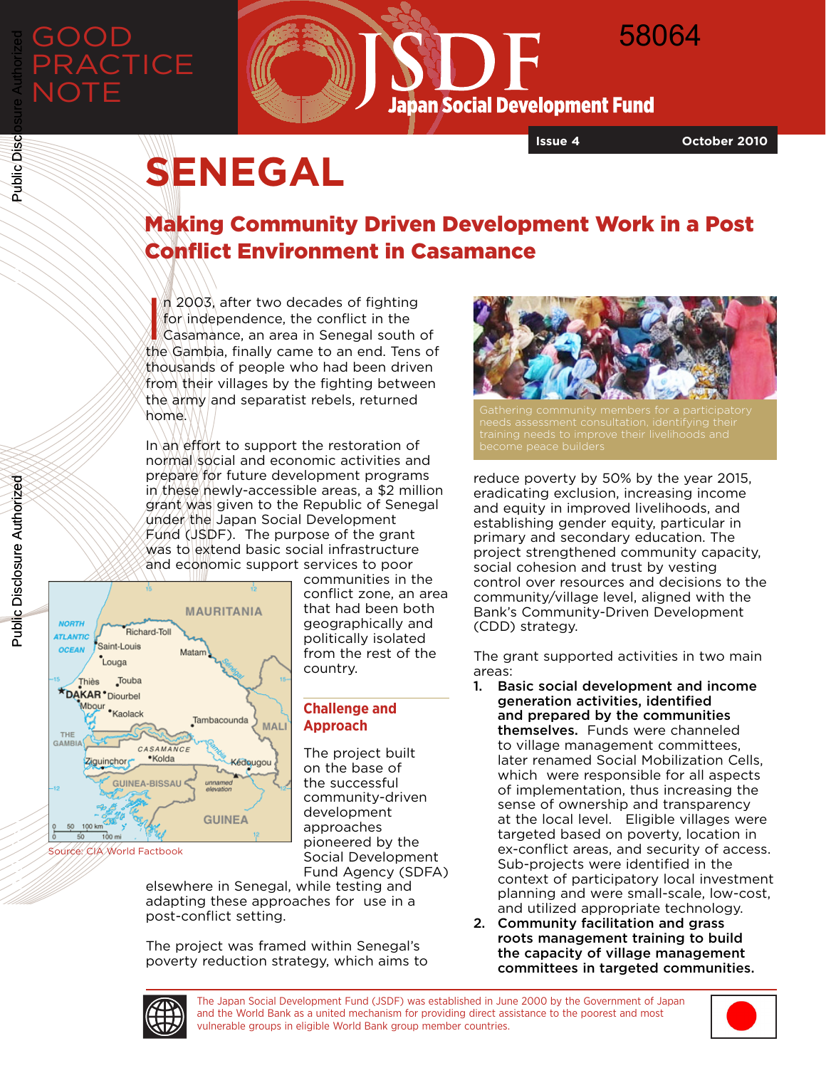GOOD PRACTICE NOTE

# JSDF Japan Social Development Fund

58064

Issue 4 October 2010

# SENEGAL

## Making Community Driven Development Work in a Post Conflict Environment in Casamance

In 2003, after two decades of fighting for independence, the conflict in the Casamance, an area in Senegal south of the Gambia, finally came to an end. Tens of thousands of people who had been driven from their villages by the fighting between the army and separatist rebels, returned home.

In an effort to support the restoration of normal social and economic activities and prepare for future development programs in these newly-accessible areas, a $2 million grant was given to the Republic of Senegal under the Japan Social Development Fund (JSDF). The purpose of the grant was to extend basic social infrastructure and economic support services to poor communities in the conflict zone, an area that had been both geographically and politically isolated from the rest of the country.

Source: CIA World Factbook

### Challenge and Approach

The project built on the base of the successful community-driven development approaches pioneered by the Social Development Fund Agency (SDFA) elsewhere in Senegal, while testing and adapting these approaches for use in a post-conflict setting.

The project was framed within Senegal's poverty reduction strategy, which aims to reduce poverty by 50% by the year 2015, eradicating exclusion, increasing income and equity in improved livelihoods, and establishing gender equity, particular in primary and secondary education. The project strengthened community capacity, social cohesion and trust by vesting control over resources and decisions to the community/village level, aligned with the Bank's Community-Driven Development (CDD) strategy.

Gathering community members for a participatory needs assessment consultation, identifying their training needs to improve their livelihoods and become peace builders

The grant supported activities in two main areas:

1. **Basic social development and income generation activities, identified and prepared by the communities themselves.** Funds were channeled to village management committees, later renamed Social Mobilization Cells, which were responsible for all aspects of implementation, thus increasing the sense of ownership and transparency at the local level. Eligible villages were targeted based on poverty, location in ex-conflict areas, and security of access. Sub-projects were identified in the context of participatory local investment planning and were small-scale, low-cost, and utilized appropriate technology.
2. **Community facilitation and grass roots management training to build the capacity of village management committees in targeted communities.**

The Japan Social Development Fund (JSDF) was established in June 2000 by the Government of Japan and the World Bank as a united mechanism for providing direct assistance to the poorest and most vulnerable groups in eligible World Bank group member countries.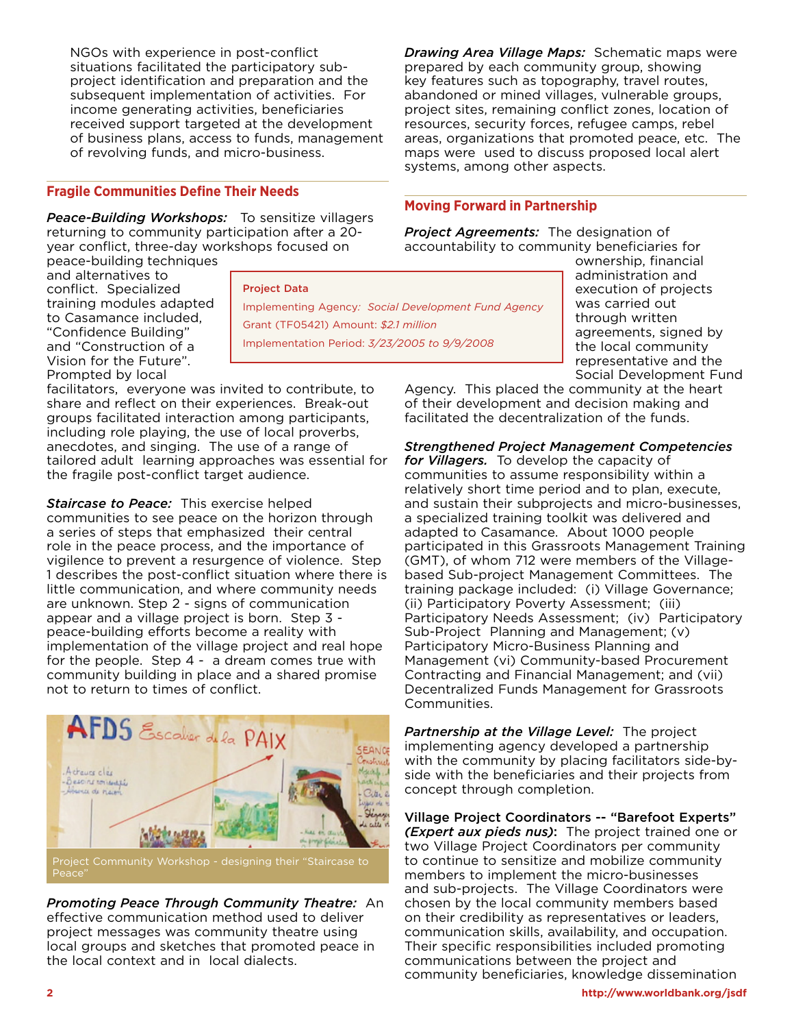NGOs with experience in post-conflict situations facilitated the participatory sub-project identification and preparation and the subsequent implementation of activities. For income generating activities, beneficiaries received support targeted at the development of business plans, access to funds, management of revolving funds, and micro-business.

## Fragile Communities Define Their Needs

***Peace-Building Workshops:*** To sensitize villagers returning to community participation after a 20-year conflict, three-day workshops focused on peace-building techniques and alternatives to conflict. Specialized training modules adapted to Casamance included, "Confidence Building" and "Construction of a Vision for the Future". Prompted by local facilitators, everyone was invited to contribute, to share and reflect on their experiences. Break-out groups facilitated interaction among participants, including role playing, the use of local proverbs, anecdotes, and singing. The use of a range of tailored adult learning approaches was essential for the fragile post-conflict target audience.

**Project Data**

Implementing Agency: *Social Development Fund Agency*

Grant (TF05421) Amount: *$2.1 million*

Implementation Period: *3/23/2005 to 9/9/2008*

***Staircase to Peace:*** This exercise helped communities to see peace on the horizon through a series of steps that emphasized their central role in the peace process, and the importance of vigilence to prevent a resurgence of violence. Step 1 describes the post-conflict situation where there is little communication, and where community needs are unknown. Step 2 - signs of communication appear and a village project is born. Step 3 - peace-building efforts become a reality with implementation of the village project and real hope for the people. Step 4 - a dream comes true with community building in place and a shared promise not to return to times of conflict.

Project Community Workshop - designing their "Staircase to Peace"

***Promoting Peace Through Community Theatre:*** An effective communication method used to deliver project messages was community theatre using local groups and sketches that promoted peace in the local context and in local dialects.

***Drawing Area Village Maps:*** Schematic maps were prepared by each community group, showing key features such as topography, travel routes, abandoned or mined villages, vulnerable groups, project sites, remaining conflict zones, location of resources, security forces, refugee camps, rebel areas, organizations that promoted peace, etc. The maps were used to discuss proposed local alert systems, among other aspects.

## Moving Forward in Partnership

***Project Agreements:*** The designation of accountability to community beneficiaries for ownership, financial administration and execution of projects was carried out through written agreements, signed by the local community representative and the Social Development Fund Agency. This placed the community at the heart of their development and decision making and facilitated the decentralization of the funds.

***Strengthened Project Management Competencies for Villagers.*** To develop the capacity of communities to assume responsibility within a relatively short time period and to plan, execute, and sustain their subprojects and micro-businesses, a specialized training toolkit was delivered and adapted to Casamance. About 1000 people participated in this Grassroots Management Training (GMT), of whom 712 were members of the Village-based Sub-project Management Committees. The training package included: (i) Village Governance; (ii) Participatory Poverty Assessment; (iii) Participatory Needs Assessment; (iv) Participatory Sub-Project Planning and Management; (v) Participatory Micro-Business Planning and Management (vi) Community-based Procurement Contracting and Financial Management; and (vii) Decentralized Funds Management for Grassroots Communities.

***Partnership at the Village Level:*** The project implementing agency developed a partnership with the community by placing facilitators side-by-side with the beneficiaries and their projects from concept through completion.

**Village Project Coordinators -- "Barefoot Experts" *(Expert aux pieds nus)*:** The project trained one or two Village Project Coordinators per community to continue to sensitize and mobilize community members to implement the micro-businesses and sub-projects. The Village Coordinators were chosen by the local community members based on their credibility as representatives or leaders, communication skills, availability, and occupation. Their specific responsibilities included promoting communications between the project and community beneficiaries, knowledge dissemination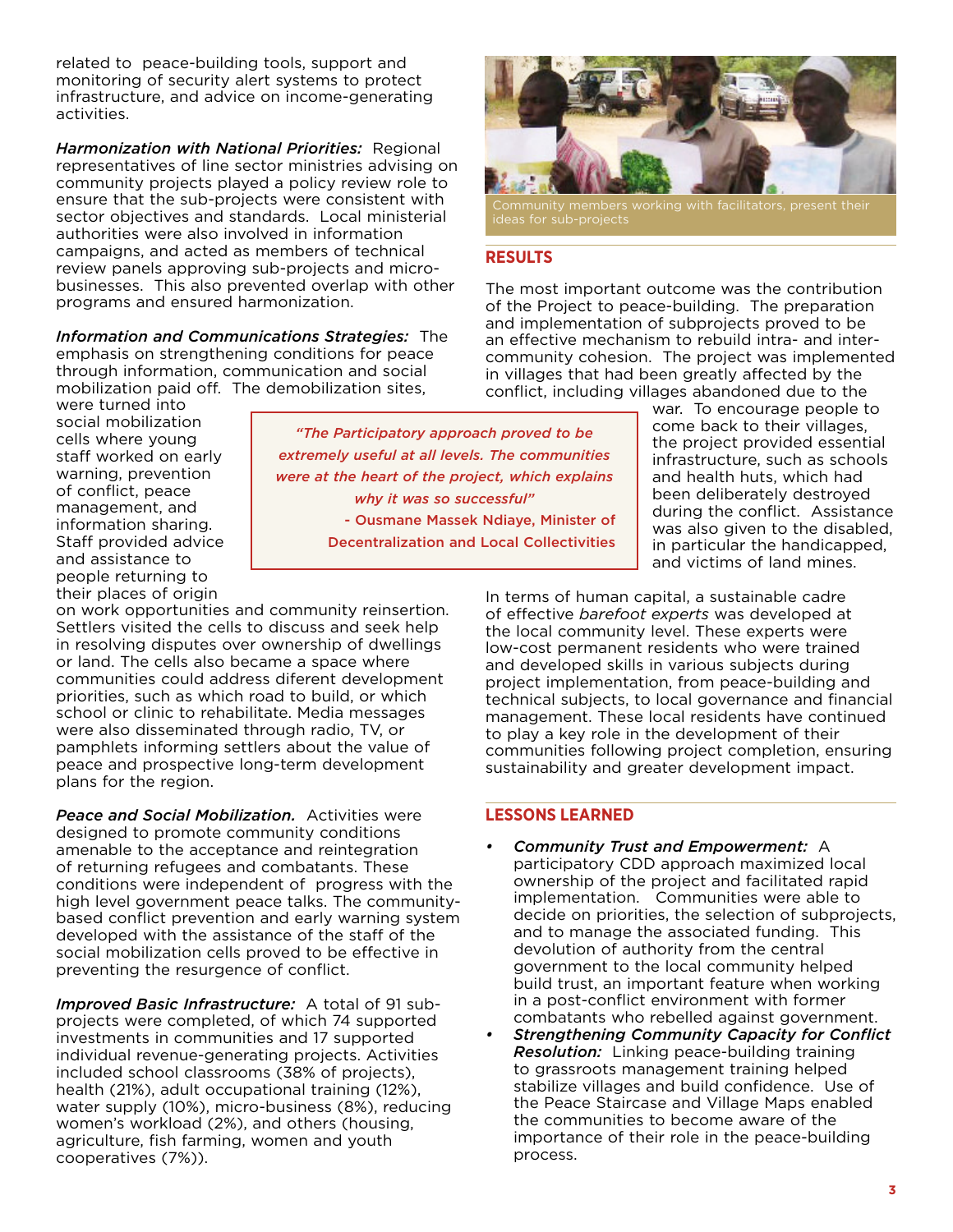related to peace-building tools, support and monitoring of security alert systems to protect infrastructure, and advice on income-generating activities.

*Harmonization with National Priorities:* Regional representatives of line sector ministries advising on community projects played a policy review role to ensure that the sub-projects were consistent with sector objectives and standards. Local ministerial authorities were also involved in information campaigns, and acted as members of technical review panels approving sub-projects and micro-businesses. This also prevented overlap with other programs and ensured harmonization.

*Information and Communications Strategies:* The emphasis on strengthening conditions for peace through information, communication and social mobilization paid off. The demobilization sites, were turned into social mobilization cells where young staff worked on early warning, prevention of conflict, peace management, and information sharing. Staff provided advice and assistance to people returning to their places of origin on work opportunities and community reinsertion. Settlers visited the cells to discuss and seek help in resolving disputes over ownership of dwellings or land. The cells also became a space where communities could address diferent development priorities, such as which road to build, or which school or clinic to rehabilitate. Media messages were also disseminated through radio, TV, or pamphlets informing settlers about the value of peace and prospective long-term development plans for the region.

> *"The Participatory approach proved to be extremely useful at all levels. The communities were at the heart of the project, which explains why it was so successful"*
> - Ousmane Massek Ndiaye, Minister of Decentralization and Local Collectivities

*Peace and Social Mobilization.* Activities were designed to promote community conditions amenable to the acceptance and reintegration of returning refugees and combatants. These conditions were independent of progress with the high level government peace talks. The community-based conflict prevention and early warning system developed with the assistance of the staff of the social mobilization cells proved to be effective in preventing the resurgence of conflict.

*Improved Basic Infrastructure:* A total of 91 sub-projects were completed, of which 74 supported investments in communities and 17 supported individual revenue-generating projects. Activities included school classrooms (38% of projects), health (21%), adult occupational training (12%), water supply (10%), micro-business (8%), reducing women's workload (2%), and others (housing, agriculture, fish farming, women and youth cooperatives (7%)).

Community members working with facilitators, present their ideas for sub-projects

## RESULTS

The most important outcome was the contribution of the Project to peace-building. The preparation and implementation of subprojects proved to be an effective mechanism to rebuild intra- and inter-community cohesion. The project was implemented in villages that had been greatly affected by the conflict, including villages abandoned due to the war. To encourage people to come back to their villages, the project provided essential infrastructure, such as schools and health huts, which had been deliberately destroyed during the conflict. Assistance was also given to the disabled, in particular the handicapped, and victims of land mines.

In terms of human capital, a sustainable cadre of effective *barefoot experts* was developed at the local community level. These experts were low-cost permanent residents who were trained and developed skills in various subjects during project implementation, from peace-building and technical subjects, to local governance and financial management. These local residents have continued to play a key role in the development of their communities following project completion, ensuring sustainability and greater development impact.

## LESSONS LEARNED

- ***Community Trust and Empowerment:*** A participatory CDD approach maximized local ownership of the project and facilitated rapid implementation. Communities were able to decide on priorities, the selection of subprojects, and to manage the associated funding. This devolution of authority from the central government to the local community helped build trust, an important feature when working in a post-conflict environment with former combatants who rebelled against government.
- ***Strengthening Community Capacity for Conflict Resolution:*** Linking peace-building training to grassroots management training helped stabilize villages and build confidence. Use of the Peace Staircase and Village Maps enabled the communities to become aware of the importance of their role in the peace-building process.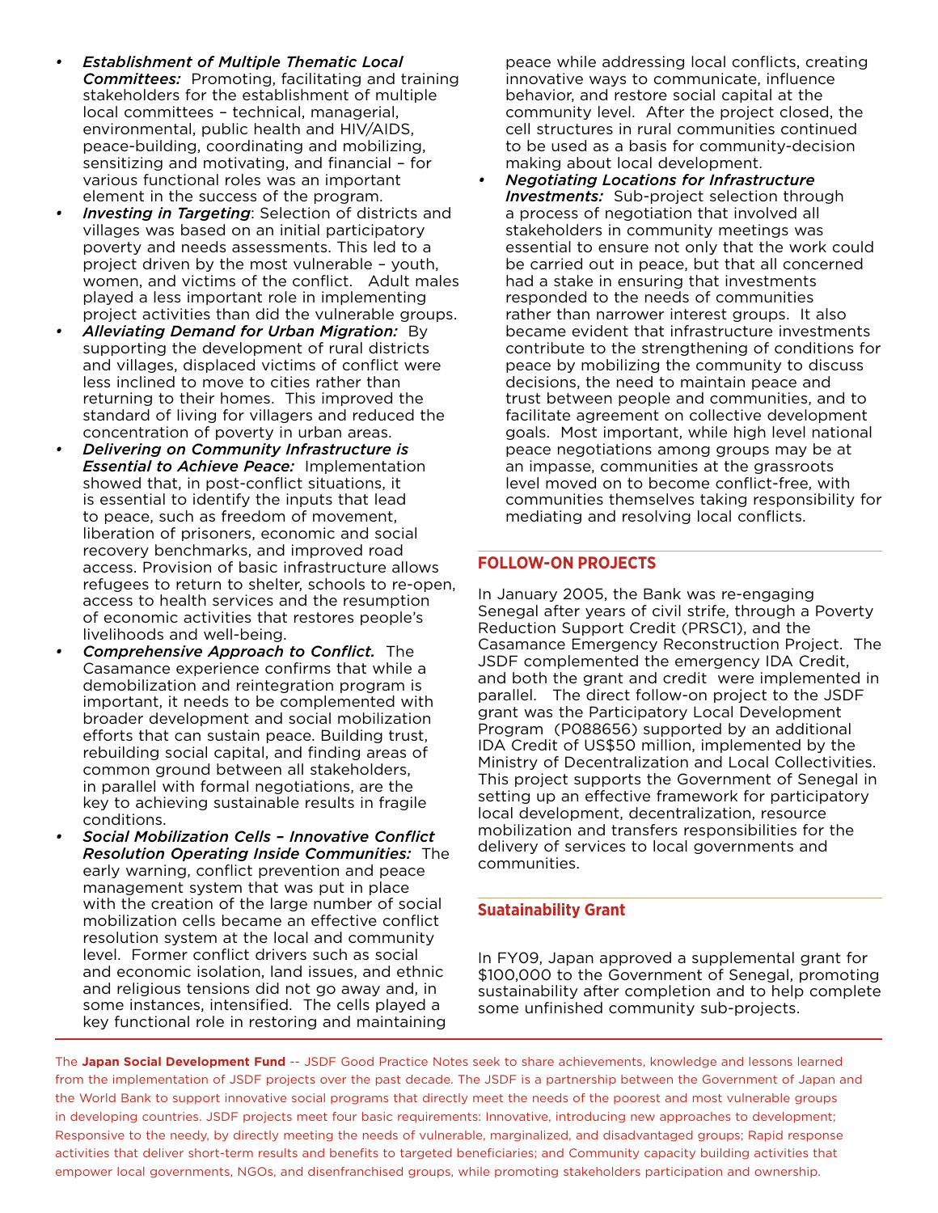- ***Establishment of Multiple Thematic Local Committees:*** Promoting, facilitating and training stakeholders for the establishment of multiple local committees – technical, managerial, environmental, public health and HIV/AIDS, peace-building, coordinating and mobilizing, sensitizing and motivating, and financial – for various functional roles was an important element in the success of the program.
- ***Investing in Targeting***: Selection of districts and villages was based on an initial participatory poverty and needs assessments. This led to a project driven by the most vulnerable – youth, women, and victims of the conflict. Adult males played a less important role in implementing project activities than did the vulnerable groups.
- ***Alleviating Demand for Urban Migration:*** By supporting the development of rural districts and villages, displaced victims of conflict were less inclined to move to cities rather than returning to their homes. This improved the standard of living for villagers and reduced the concentration of poverty in urban areas.
- ***Delivering on Community Infrastructure is Essential to Achieve Peace:*** Implementation showed that, in post-conflict situations, it is essential to identify the inputs that lead to peace, such as freedom of movement, liberation of prisoners, economic and social recovery benchmarks, and improved road access. Provision of basic infrastructure allows refugees to return to shelter, schools to re-open, access to health services and the resumption of economic activities that restores people's livelihoods and well-being.
- ***Comprehensive Approach to Conflict.*** The Casamance experience confirms that while a demobilization and reintegration program is important, it needs to be complemented with broader development and social mobilization efforts that can sustain peace. Building trust, rebuilding social capital, and finding areas of common ground between all stakeholders, in parallel with formal negotiations, are the key to achieving sustainable results in fragile conditions.
- ***Social Mobilization Cells – Innovative Conflict Resolution Operating Inside Communities:*** The early warning, conflict prevention and peace management system that was put in place with the creation of the large number of social mobilization cells became an effective conflict resolution system at the local and community level. Former conflict drivers such as social and economic isolation, land issues, and ethnic and religious tensions did not go away and, in some instances, intensified. The cells played a key functional role in restoring and maintaining peace while addressing local conflicts, creating innovative ways to communicate, influence behavior, and restore social capital at the community level. After the project closed, the cell structures in rural communities continued to be used as a basis for community-decision making about local development.
- ***Negotiating Locations for Infrastructure Investments:*** Sub-project selection through a process of negotiation that involved all stakeholders in community meetings was essential to ensure not only that the work could be carried out in peace, but that all concerned had a stake in ensuring that investments responded to the needs of communities rather than narrower interest groups. It also became evident that infrastructure investments contribute to the strengthening of conditions for peace by mobilizing the community to discuss decisions, the need to maintain peace and trust between people and communities, and to facilitate agreement on collective development goals. Most important, while high level national peace negotiations among groups may be at an impasse, communities at the grassroots level moved on to become conflict-free, with communities themselves taking responsibility for mediating and resolving local conflicts.

## FOLLOW-ON PROJECTS

In January 2005, the Bank was re-engaging Senegal after years of civil strife, through a Poverty Reduction Support Credit (PRSC1), and the Casamance Emergency Reconstruction Project. The JSDF complemented the emergency IDA Credit, and both the grant and credit were implemented in parallel. The direct follow-on project to the JSDF grant was the Participatory Local Development Program (P088656) supported by an additional IDA Credit of US$50 million, implemented by the Ministry of Decentralization and Local Collectivities. This project supports the Government of Senegal in setting up an effective framework for participatory local development, decentralization, resource mobilization and transfers responsibilities for the delivery of services to local governments and communities.

## Suatainability Grant

In FY09, Japan approved a supplemental grant for $100,000 to the Government of Senegal, promoting sustainability after completion and to help complete some unfinished community sub-projects.

The **Japan Social Development Fund** -- JSDF Good Practice Notes seek to share achievements, knowledge and lessons learned from the implementation of JSDF projects over the past decade. The JSDF is a partnership between the Government of Japan and the World Bank to support innovative social programs that directly meet the needs of the poorest and most vulnerable groups in developing countries. JSDF projects meet four basic requirements: Innovative, introducing new approaches to development; Responsive to the needy, by directly meeting the needs of vulnerable, marginalized, and disadvantaged groups; Rapid response activities that deliver short-term results and benefits to targeted beneficiaries; and Community capacity building activities that empower local governments, NGOs, and disenfranchised groups, while promoting stakeholders participation and ownership.